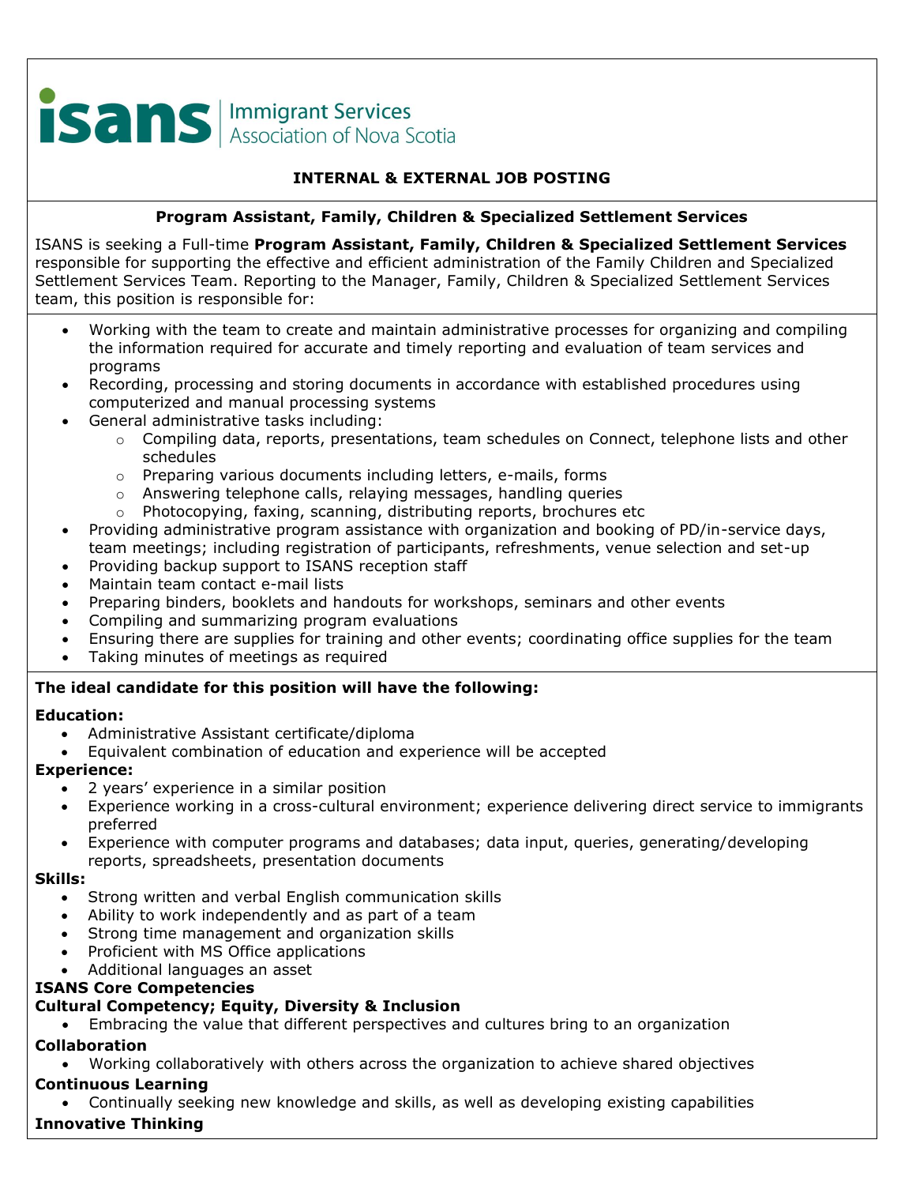**isans** | Immigrant Services Association of Nova Scotia

## INTERNAL & EXTERNAL JOB POSTING

### Program Assistant, Family, Children & Specialized Settlement Services

ISANS is seeking a Full-time **Program Assistant, Family, Children & Specialized Settlement Services** responsible for supporting the effective and efficient administration of the Family Children and Specialized Settlement Services Team. Reporting to the Manager, Family, Children & Specialized Settlement Services team, this position is responsible for:

- Working with the team to create and maintain administrative processes for organizing and compiling the information required for accurate and timely reporting and evaluation of team services and programs
- Recording, processing and storing documents in accordance with established procedures using computerized and manual processing systems
- General administrative tasks including:
  - Compiling data, reports, presentations, team schedules on Connect, telephone lists and other schedules
  - Preparing various documents including letters, e-mails, forms
  - Answering telephone calls, relaying messages, handling queries
  - Photocopying, faxing, scanning, distributing reports, brochures etc
- Providing administrative program assistance with organization and booking of PD/in-service days, team meetings; including registration of participants, refreshments, venue selection and set-up
- Providing backup support to ISANS reception staff
- Maintain team contact e-mail lists
- Preparing binders, booklets and handouts for workshops, seminars and other events
- Compiling and summarizing program evaluations
- Ensuring there are supplies for training and other events; coordinating office supplies for the team
- Taking minutes of meetings as required

**The ideal candidate for this position will have the following:**

**Education:**
- Administrative Assistant certificate/diploma
- Equivalent combination of education and experience will be accepted

**Experience:**
- 2 years' experience in a similar position
- Experience working in a cross-cultural environment; experience delivering direct service to immigrants preferred
- Experience with computer programs and databases; data input, queries, generating/developing reports, spreadsheets, presentation documents

**Skills:**
- Strong written and verbal English communication skills
- Ability to work independently and as part of a team
- Strong time management and organization skills
- Proficient with MS Office applications
- Additional languages an asset

**ISANS Core Competencies**

**Cultural Competency; Equity, Diversity & Inclusion**
- Embracing the value that different perspectives and cultures bring to an organization

**Collaboration**
- Working collaboratively with others across the organization to achieve shared objectives

**Continuous Learning**
- Continually seeking new knowledge and skills, as well as developing existing capabilities

**Innovative Thinking**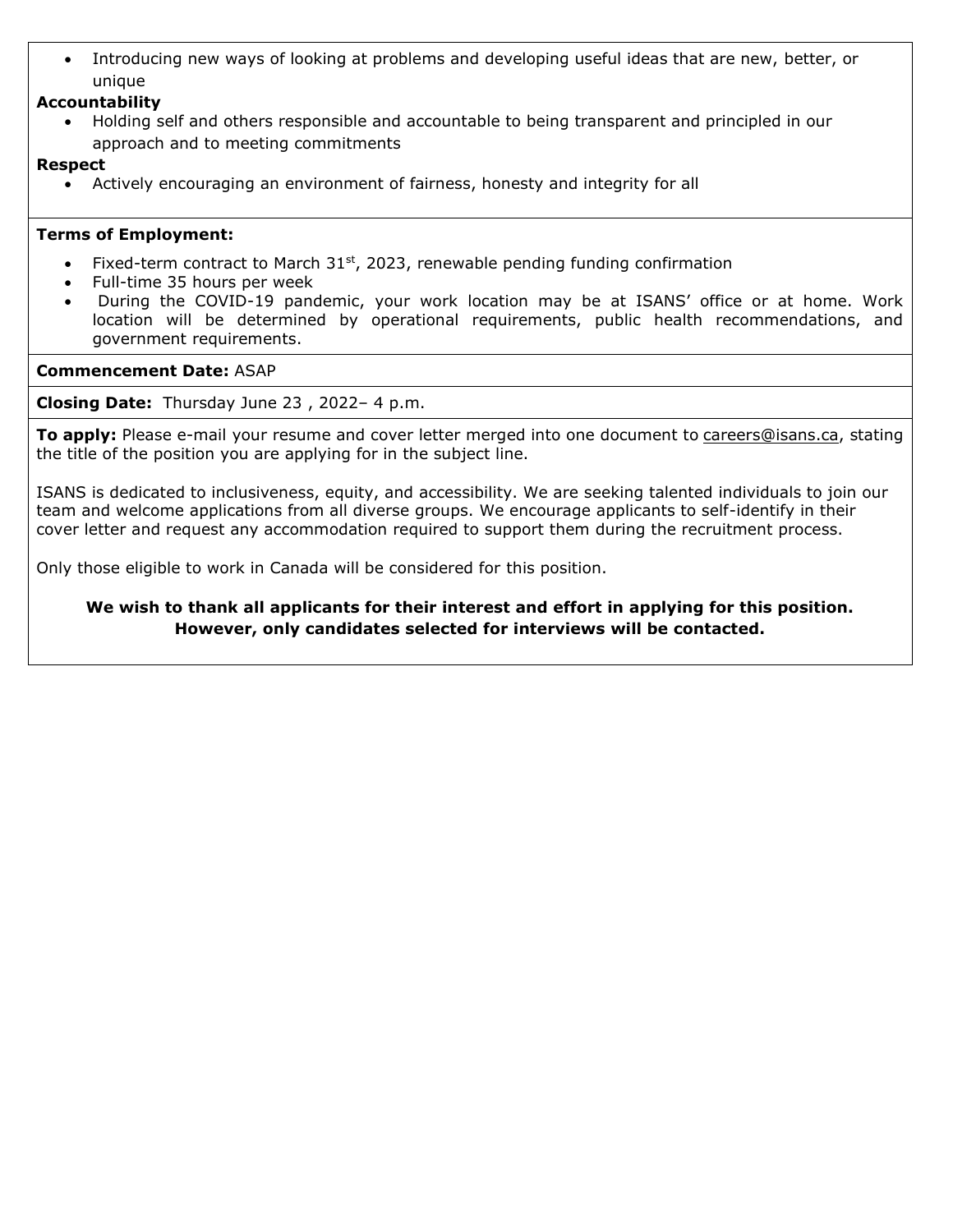- Introducing new ways of looking at problems and developing useful ideas that are new, better, or unique

**Accountability**

- Holding self and others responsible and accountable to being transparent and principled in our approach and to meeting commitments

**Respect**

- Actively encouraging an environment of fairness, honesty and integrity for all

**Terms of Employment:**

- Fixed-term contract to March 31st, 2023, renewable pending funding confirmation
- Full-time 35 hours per week
- During the COVID-19 pandemic, your work location may be at ISANS' office or at home. Work location will be determined by operational requirements, public health recommendations, and government requirements.

**Commencement Date:** ASAP

**Closing Date:** Thursday June 23 , 2022– 4 p.m.

**To apply:** Please e-mail your resume and cover letter merged into one document to careers@isans.ca, stating the title of the position you are applying for in the subject line.

ISANS is dedicated to inclusiveness, equity, and accessibility. We are seeking talented individuals to join our team and welcome applications from all diverse groups. We encourage applicants to self-identify in their cover letter and request any accommodation required to support them during the recruitment process.

Only those eligible to work in Canada will be considered for this position.

**We wish to thank all applicants for their interest and effort in applying for this position. However, only candidates selected for interviews will be contacted.**